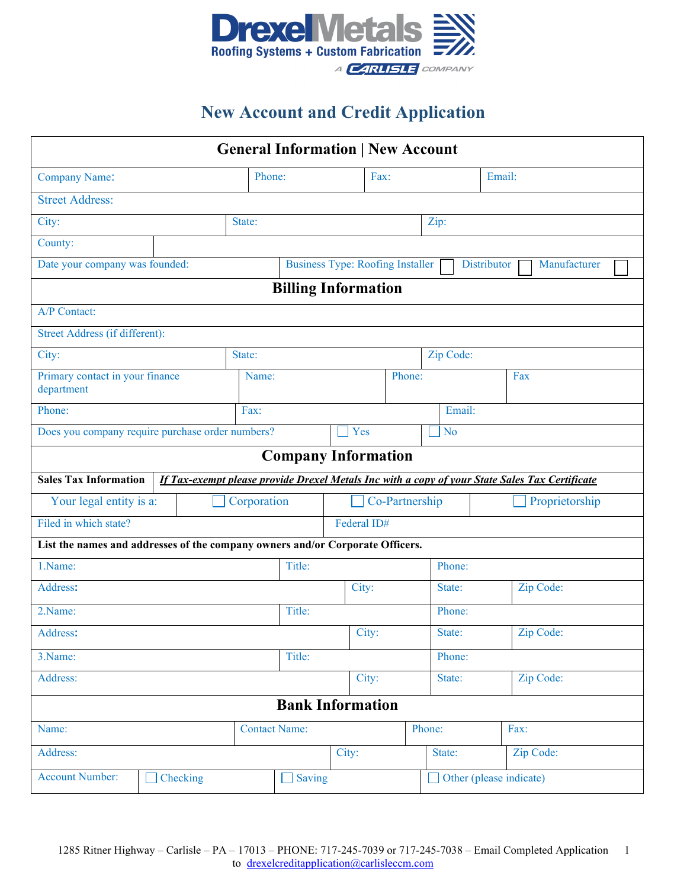Drexel Metals
Roofing Systems + Custom Fabrication
A CARLISLE COMPANY

# New Account and Credit Application

## General Information | New Account

| Company Name: | Phone: | Fax: | Email: |
|---|---|---|---|
| Street Address: | | | |
| City: | State: | Zip: | |
| County: | | | |
| Date your company was founded: | Business Type: Roofing Installer ☐ Distributor ☐ Manufacturer ☐ | | |

## Billing Information

| A/P Contact: | | | |
|---|---|---|---|
| Street Address (if different): | | | |
| City: | State: | Zip Code: | |
| Primary contact in your finance department | Name: | Phone: | Fax |
| Phone: | Fax: | Email: | |
| Does you company require purchase order numbers? | ☐ Yes | ☐ No | |

## Company Information

| **Sales Tax Information** | ***If Tax-exempt please provide Drexel Metals Inc with a copy of your State Sales Tax Certificate*** | | |
|---|---|---|---|
| Your legal entity is a: | ☐ Corporation | ☐ Co-Partnership | ☐ Proprietorship |
| Filed in which state? | Federal ID# | | |

**List the names and addresses of the company owners and/or Corporate Officers.**

| 1.Name: | Title: | Phone: | |
|---|---|---|---|
| Address: | City: | State: | Zip Code: |
| 2.Name: | Title: | Phone: | |
| Address: | City: | State: | Zip Code: |
| 3.Name: | Title: | Phone: | |
| Address: | City: | State: | Zip Code: |

## Bank Information

| Name: | Contact Name: | Phone: | Fax: |
|---|---|---|---|
| Address: | City: | State: | Zip Code: |
| Account Number: | ☐ Checking | ☐ Saving | ☐ Other (please indicate) |

1285 Ritner Highway – Carlisle – PA – 17013 – PHONE: 717-245-7039 or 717-245-7038 – Email Completed Application to drexelcreditapplication@carlisleccm.com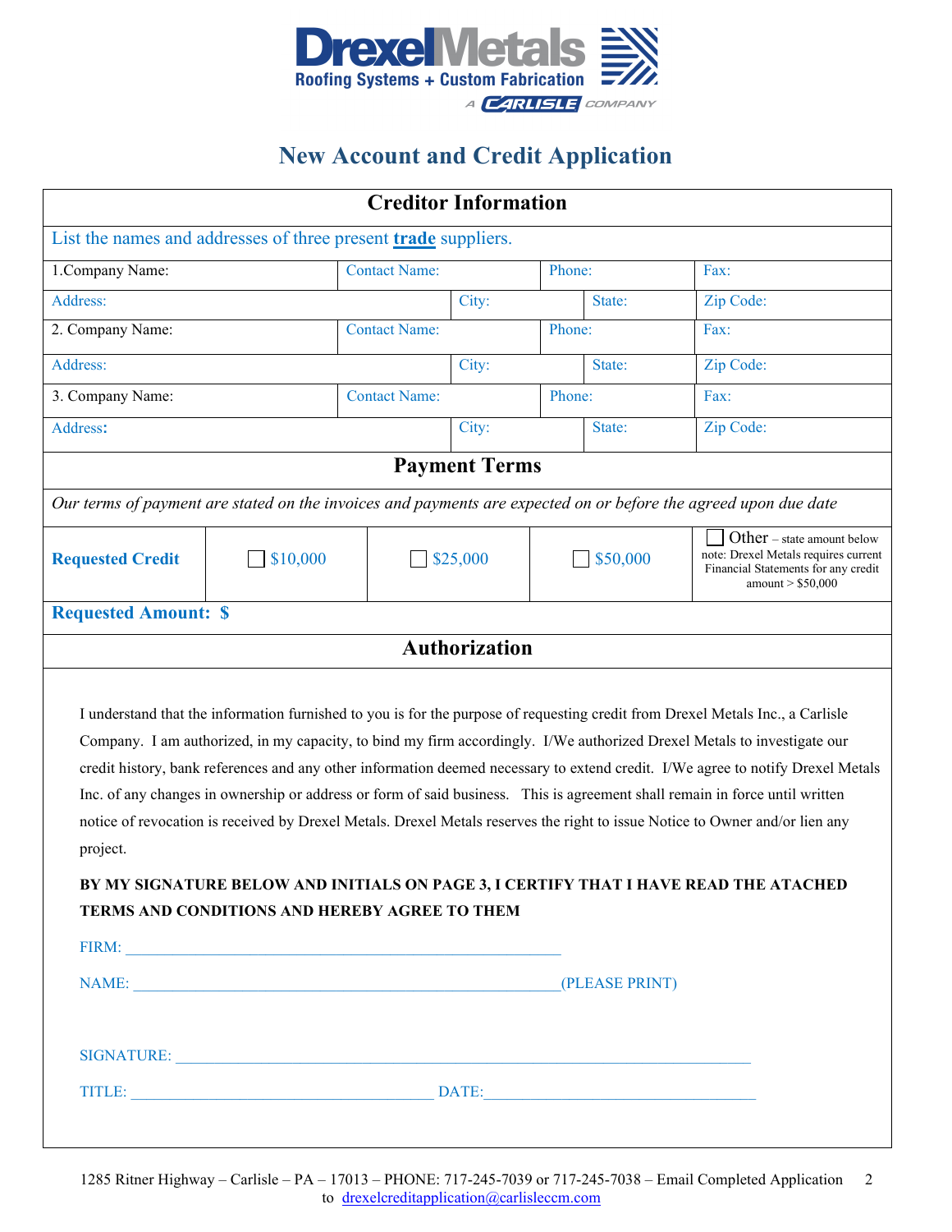# Drexel Metals

Roofing Systems + Custom Fabrication

A CARLISLE COMPANY

## New Account and Credit Application

### Creditor Information

List the names and addresses of three present **trade** suppliers.

| 1.Company Name: | Contact Name: | Phone: | Fax: |
|---|---|---|---|
| Address: | City: | State: | Zip Code: |
| 2. Company Name: | Contact Name: | Phone: | Fax: |
| Address: | City: | State: | Zip Code: |
| 3. Company Name: | Contact Name: | Phone: | Fax: |
| Address: | City: | State: | Zip Code: |

### Payment Terms

*Our terms of payment are stated on the invoices and payments are expected on or before the agreed upon due date*

| **Requested Credit** | ☐ $10,000 | ☐ $25,000 | ☐ $50,000 | ☐ Other – state amount below note: Drexel Metals requires current Financial Statements for any credit amount > $50,000 |
|---|---|---|---|---|

**Requested Amount: $**

### Authorization

I understand that the information furnished to you is for the purpose of requesting credit from Drexel Metals Inc., a Carlisle Company. I am authorized, in my capacity, to bind my firm accordingly. I/We authorized Drexel Metals to investigate our credit history, bank references and any other information deemed necessary to extend credit. I/We agree to notify Drexel Metals Inc. of any changes in ownership or address or form of said business. This is agreement shall remain in force until written notice of revocation is received by Drexel Metals. Drexel Metals reserves the right to issue Notice to Owner and/or lien any project.

**BY MY SIGNATURE BELOW AND INITIALS ON PAGE 3, I CERTIFY THAT I HAVE READ THE ATACHED TERMS AND CONDITIONS AND HEREBY AGREE TO THEM**

FIRM: ____________________________________________________

NAME: ____________________________________________________(PLEASE PRINT)

SIGNATURE: ____________________________________________________

TITLE: ______________________________ DATE:______________________________

1285 Ritner Highway – Carlisle – PA – 17013 – PHONE: 717-245-7039 or 717-245-7038 – Email Completed Application to drexelcreditapplication@carlisleccm.com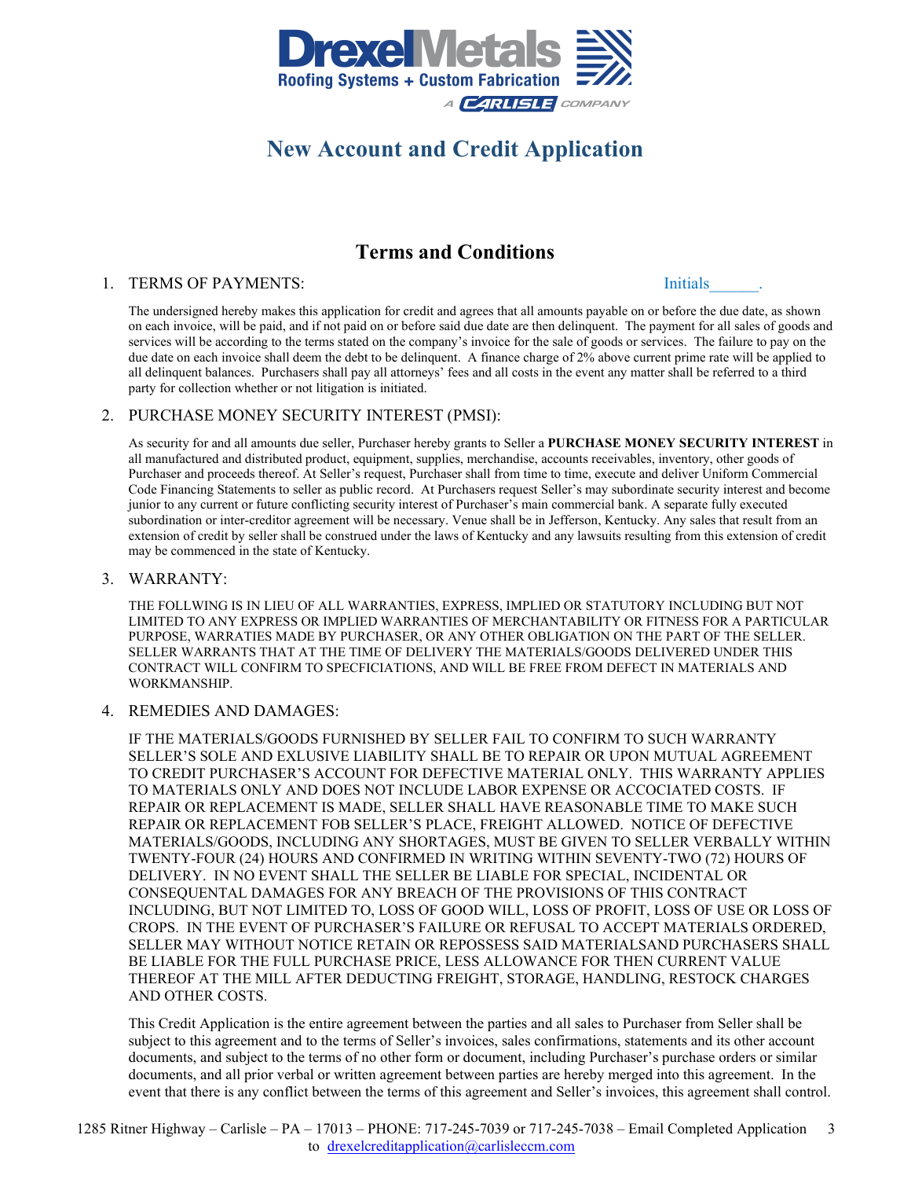DrexelMetals
Roofing Systems + Custom Fabrication
A CARLISLE COMPANY

# New Account and Credit Application

## Terms and Conditions

1. TERMS OF PAYMENTS: Initials______.

   The undersigned hereby makes this application for credit and agrees that all amounts payable on or before the due date, as shown on each invoice, will be paid, and if not paid on or before said due date are then delinquent. The payment for all sales of goods and services will be according to the terms stated on the company's invoice for the sale of goods or services. The failure to pay on the due date on each invoice shall deem the debt to be delinquent. A finance charge of 2% above current prime rate will be applied to all delinquent balances. Purchasers shall pay all attorneys' fees and all costs in the event any matter shall be referred to a third party for collection whether or not litigation is initiated.

2. PURCHASE MONEY SECURITY INTEREST (PMSI):

   As security for and all amounts due seller, Purchaser hereby grants to Seller a **PURCHASE MONEY SECURITY INTEREST** in all manufactured and distributed product, equipment, supplies, merchandise, accounts receivables, inventory, other goods of Purchaser and proceeds thereof. At Seller's request, Purchaser shall from time to time, execute and deliver Uniform Commercial Code Financing Statements to seller as public record. At Purchasers request Seller's may subordinate security interest and become junior to any current or future conflicting security interest of Purchaser's main commercial bank. A separate fully executed subordination or inter-creditor agreement will be necessary. Venue shall be in Jefferson, Kentucky. Any sales that result from an extension of credit by seller shall be construed under the laws of Kentucky and any lawsuits resulting from this extension of credit may be commenced in the state of Kentucky.

3. WARRANTY:

   THE FOLLWING IS IN LIEU OF ALL WARRANTIES, EXPRESS, IMPLIED OR STATUTORY INCLUDING BUT NOT LIMITED TO ANY EXPRESS OR IMPLIED WARRANTIES OF MERCHANTABILITY OR FITNESS FOR A PARTICULAR PURPOSE, WARRATIES MADE BY PURCHASER, OR ANY OTHER OBLIGATION ON THE PART OF THE SELLER. SELLER WARRANTS THAT AT THE TIME OF DELIVERY THE MATERIALS/GOODS DELIVERED UNDER THIS CONTRACT WILL CONFIRM TO SPECFICIATIONS, AND WILL BE FREE FROM DEFECT IN MATERIALS AND WORKMANSHIP.

4. REMEDIES AND DAMAGES:

   IF THE MATERIALS/GOODS FURNISHED BY SELLER FAIL TO CONFIRM TO SUCH WARRANTY SELLER'S SOLE AND EXLUSIVE LIABILITY SHALL BE TO REPAIR OR UPON MUTUAL AGREEMENT TO CREDIT PURCHASER'S ACCOUNT FOR DEFECTIVE MATERIAL ONLY. THIS WARRANTY APPLIES TO MATERIALS ONLY AND DOES NOT INCLUDE LABOR EXPENSE OR ACCOCIATED COSTS. IF REPAIR OR REPLACEMENT IS MADE, SELLER SHALL HAVE REASONABLE TIME TO MAKE SUCH REPAIR OR REPLACEMENT FOB SELLER'S PLACE, FREIGHT ALLOWED. NOTICE OF DEFECTIVE MATERIALS/GOODS, INCLUDING ANY SHORTAGES, MUST BE GIVEN TO SELLER VERBALLY WITHIN TWENTY-FOUR (24) HOURS AND CONFIRMED IN WRITING WITHIN SEVENTY-TWO (72) HOURS OF DELIVERY. IN NO EVENT SHALL THE SELLER BE LIABLE FOR SPECIAL, INCIDENTAL OR CONSEQUENTAL DAMAGES FOR ANY BREACH OF THE PROVISIONS OF THIS CONTRACT INCLUDING, BUT NOT LIMITED TO, LOSS OF GOOD WILL, LOSS OF PROFIT, LOSS OF USE OR LOSS OF CROPS. IN THE EVENT OF PURCHASER'S FAILURE OR REFUSAL TO ACCEPT MATERIALS ORDERED, SELLER MAY WITHOUT NOTICE RETAIN OR REPOSSESS SAID MATERIALSAND PURCHASERS SHALL BE LIABLE FOR THE FULL PURCHASE PRICE, LESS ALLOWANCE FOR THEN CURRENT VALUE THEREOF AT THE MILL AFTER DEDUCTING FREIGHT, STORAGE, HANDLING, RESTOCK CHARGES AND OTHER COSTS.

   This Credit Application is the entire agreement between the parties and all sales to Purchaser from Seller shall be subject to this agreement and to the terms of Seller's invoices, sales confirmations, statements and its other account documents, and subject to the terms of no other form or document, including Purchaser's purchase orders or similar documents, and all prior verbal or written agreement between parties are hereby merged into this agreement. In the event that there is any conflict between the terms of this agreement and Seller's invoices, this agreement shall control.

1285 Ritner Highway – Carlisle – PA – 17013 – PHONE: 717-245-7039 or 717-245-7038 – Email Completed Application to drexelcreditapplication@carlisleccm.com